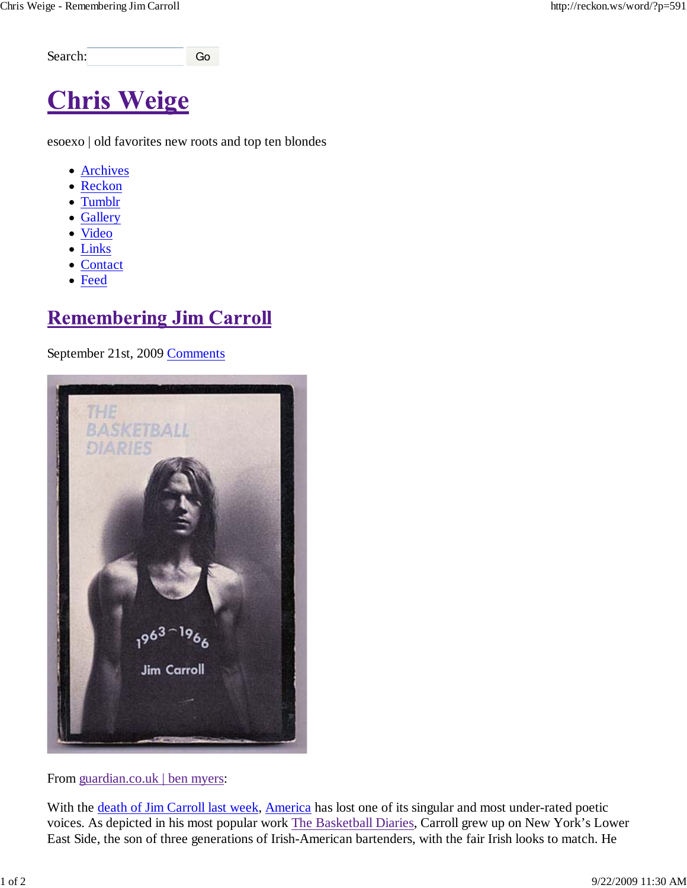Search: Go

# Chris Weige

esoexo | old favorites new roots and top ten blondes

- Archives
- Reckon
- Tumblr
- Gallery
- Video
- Links
- Contact
- Feed

## Remembering Jim Carroll

September 21st, 2009 Comments

From guardian.co.uk | ben myers:

With the death of Jim Carroll last week, America has lost one of its singular and most under-rated poetic voices. As depicted in his most popular work The Basketball Diaries, Carroll grew up on New York's Lower East Side, the son of three generations of Irish-American bartenders, with the fair Irish looks to match. He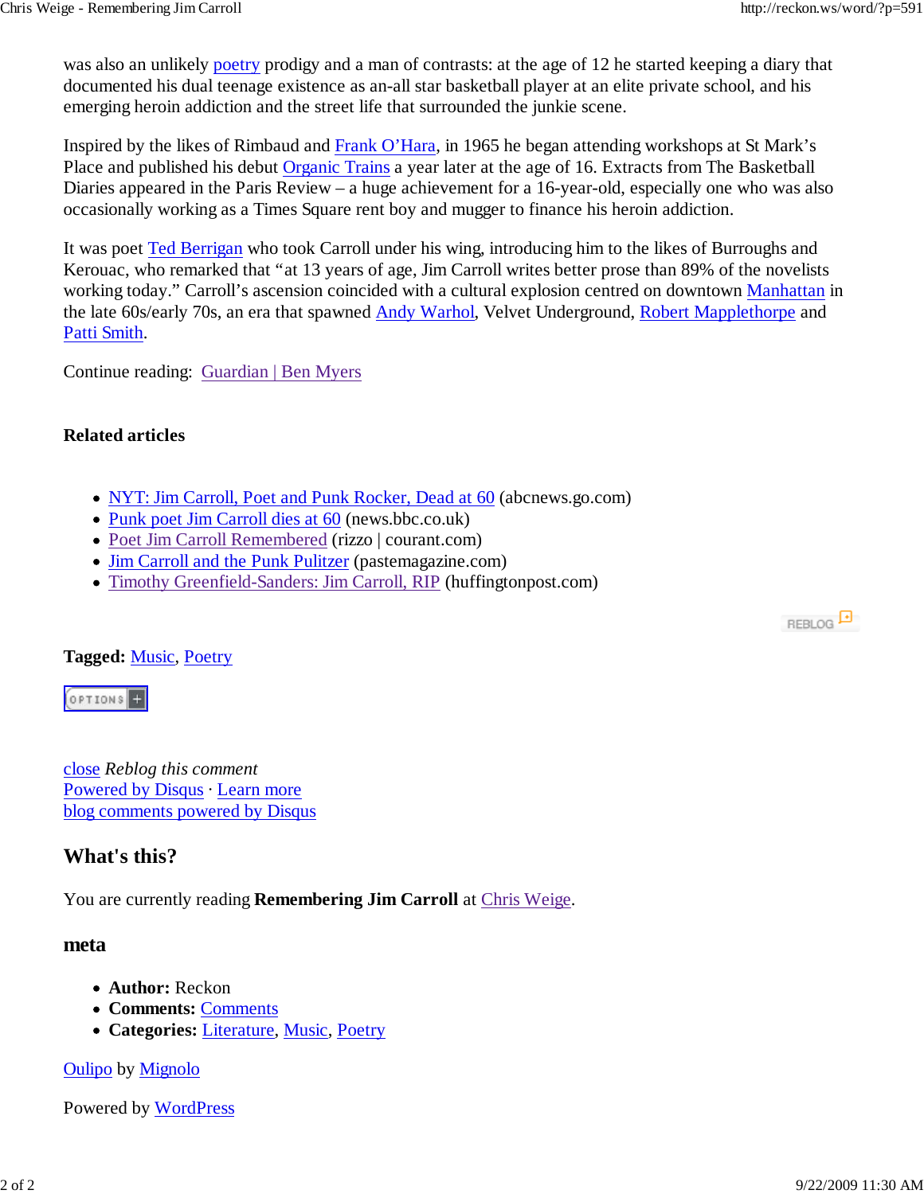was also an unlikely poetry prodigy and a man of contrasts: at the age of 12 he started keeping a diary that documented his dual teenage existence as an-all star basketball player at an elite private school, and his emerging heroin addiction and the street life that surrounded the junkie scene.

Inspired by the likes of Rimbaud and Frank O'Hara, in 1965 he began attending workshops at St Mark's Place and published his debut Organic Trains a year later at the age of 16. Extracts from The Basketball Diaries appeared in the Paris Review – a huge achievement for a 16-year-old, especially one who was also occasionally working as a Times Square rent boy and mugger to finance his heroin addiction.

It was poet Ted Berrigan who took Carroll under his wing, introducing him to the likes of Burroughs and Kerouac, who remarked that "at 13 years of age, Jim Carroll writes better prose than 89% of the novelists working today." Carroll's ascension coincided with a cultural explosion centred on downtown Manhattan in the late 60s/early 70s, an era that spawned Andy Warhol, Velvet Underground, Robert Mapplethorpe and Patti Smith.

Continue reading: Guardian | Ben Myers

**Related articles**

- NYT: Jim Carroll, Poet and Punk Rocker, Dead at 60 (abcnews.go.com)
- Punk poet Jim Carroll dies at 60 (news.bbc.co.uk)
- Poet Jim Carroll Remembered (rizzo | courant.com)
- Jim Carroll and the Punk Pulitzer (pastemagazine.com)
- Timothy Greenfield-Sanders: Jim Carroll, RIP (huffingtonpost.com)

REBLOG

**Tagged:** Music, Poetry

OPTIONS +

close *Reblog this comment*
Powered by Disqus · Learn more
blog comments powered by Disqus

## What's this?

You are currently reading **Remembering Jim Carroll** at Chris Weige.

## meta

- **Author:** Reckon
- **Comments:** Comments
- **Categories:** Literature, Music, Poetry

Oulipo by Mignolo

Powered by WordPress